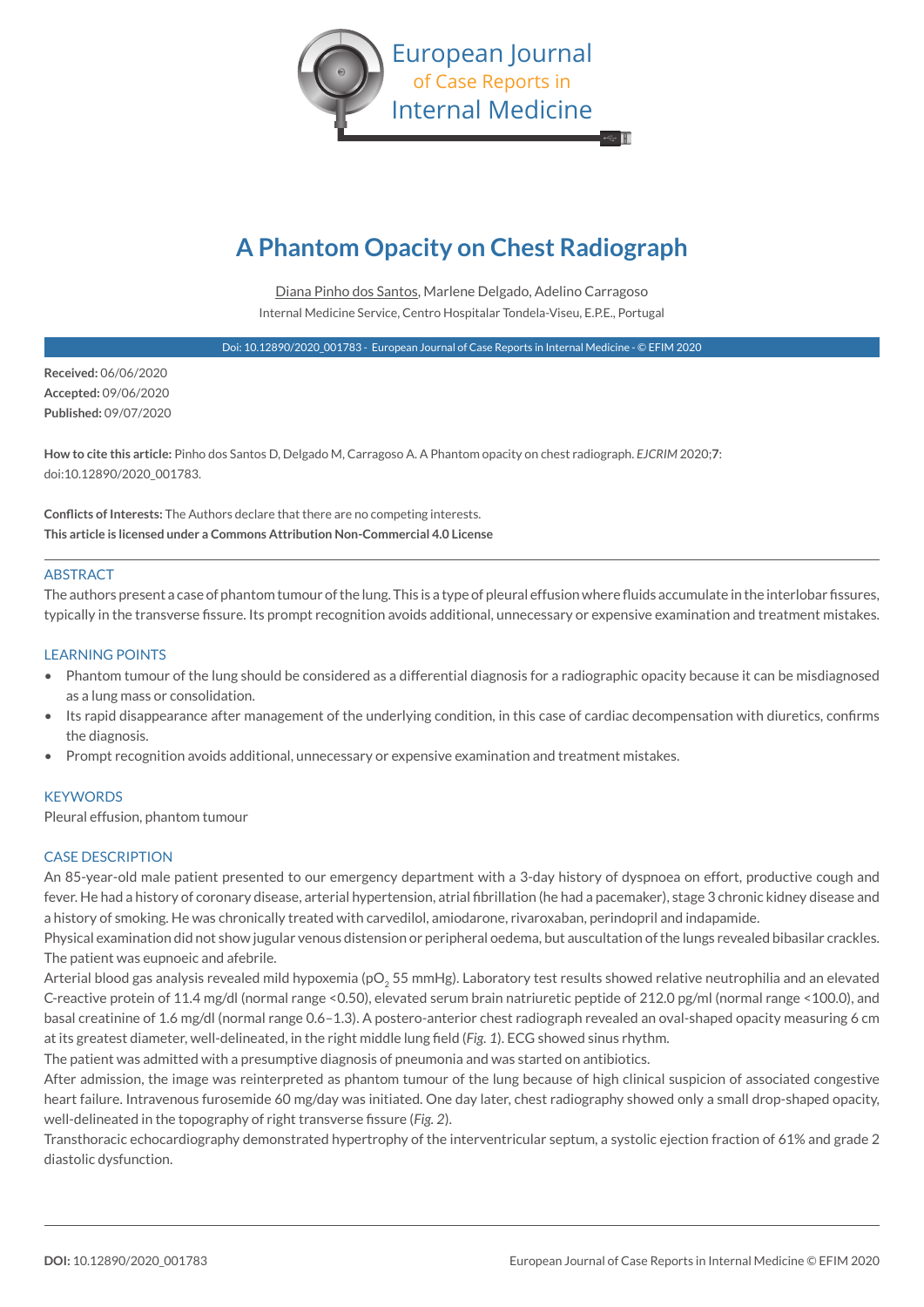European Journal of Case Reports in Internal Medicine

# A Phantom Opacity on Chest Radiograph

Diana Pinho dos Santos, Marlene Delgado, Adelino Carragoso

Internal Medicine Service, Centro Hospitalar Tondela-Viseu, E.P.E., Portugal

Doi: 10.12890/2020_001783 - European Journal of Case Reports in Internal Medicine - © EFIM 2020

**Received:** 06/06/2020
**Accepted:** 09/06/2020
**Published:** 09/07/2020

**How to cite this article:** Pinho dos Santos D, Delgado M, Carragoso A. A Phantom opacity on chest radiograph. *EJCRIM* 2020;**7**: doi:10.12890/2020_001783.

**Conflicts of Interests:** The Authors declare that there are no competing interests.
**This article is licensed under a Commons Attribution Non-Commercial 4.0 License**

## ABSTRACT

The authors present a case of phantom tumour of the lung. This is a type of pleural effusion where fluids accumulate in the interlobar fissures, typically in the transverse fissure. Its prompt recognition avoids additional, unnecessary or expensive examination and treatment mistakes.

## LEARNING POINTS

- Phantom tumour of the lung should be considered as a differential diagnosis for a radiographic opacity because it can be misdiagnosed as a lung mass or consolidation.
- Its rapid disappearance after management of the underlying condition, in this case of cardiac decompensation with diuretics, confirms the diagnosis.
- Prompt recognition avoids additional, unnecessary or expensive examination and treatment mistakes.

## KEYWORDS

Pleural effusion, phantom tumour

## CASE DESCRIPTION

An 85-year-old male patient presented to our emergency department with a 3-day history of dyspnoea on effort, productive cough and fever. He had a history of coronary disease, arterial hypertension, atrial fibrillation (he had a pacemaker), stage 3 chronic kidney disease and a history of smoking. He was chronically treated with carvedilol, amiodarone, rivaroxaban, perindopril and indapamide.

Physical examination did not show jugular venous distension or peripheral oedema, but auscultation of the lungs revealed bibasilar crackles. The patient was eupnoeic and afebrile.

Arterial blood gas analysis revealed mild hypoxemia ($pO_2$ 55 mmHg). Laboratory test results showed relative neutrophilia and an elevated C-reactive protein of 11.4 mg/dl (normal range <0.50), elevated serum brain natriuretic peptide of 212.0 pg/ml (normal range <100.0), and basal creatinine of 1.6 mg/dl (normal range 0.6–1.3). A postero-anterior chest radiograph revealed an oval-shaped opacity measuring 6 cm at its greatest diameter, well-delineated, in the right middle lung field (*Fig. 1*). ECG showed sinus rhythm.

The patient was admitted with a presumptive diagnosis of pneumonia and was started on antibiotics.

After admission, the image was reinterpreted as phantom tumour of the lung because of high clinical suspicion of associated congestive heart failure. Intravenous furosemide 60 mg/day was initiated. One day later, chest radiography showed only a small drop-shaped opacity, well-delineated in the topography of right transverse fissure (*Fig. 2*).

Transthoracic echocardiography demonstrated hypertrophy of the interventricular septum, a systolic ejection fraction of 61% and grade 2 diastolic dysfunction.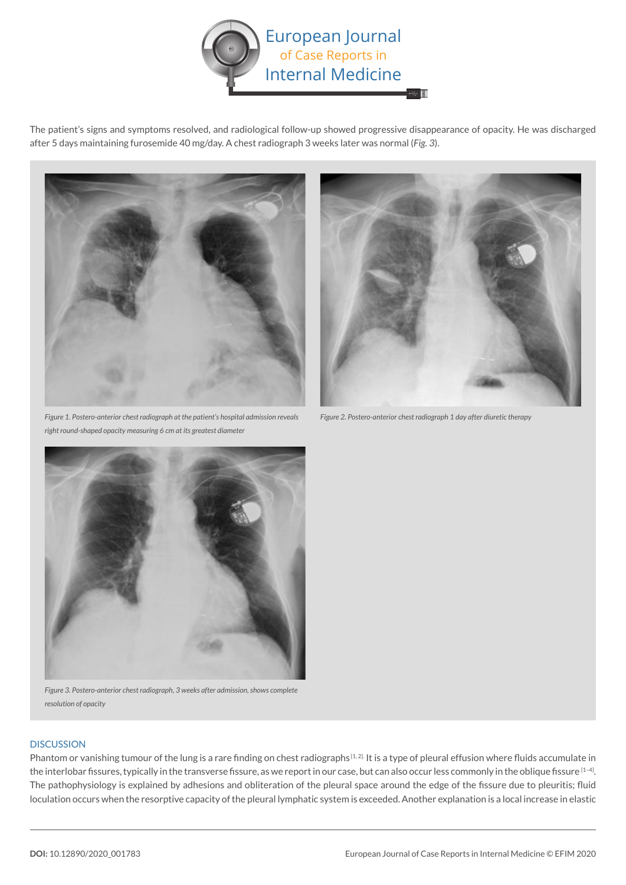The patient's signs and symptoms resolved, and radiological follow-up showed progressive disappearance of opacity. He was discharged after 5 days maintaining furosemide 40 mg/day. A chest radiograph 3 weeks later was normal (*Fig. 3*).

*Figure 1. Postero-anterior chest radiograph at the patient's hospital admission reveals right round-shaped opacity measuring 6 cm at its greatest diameter*

*Figure 2. Postero-anterior chest radiograph 1 day after diuretic therapy*

*Figure 3. Postero-anterior chest radiograph, 3 weeks after admission, shows complete resolution of opacity*

## DISCUSSION

Phantom or vanishing tumour of the lung is a rare finding on chest radiographs [1,2]. It is a type of pleural effusion where fluids accumulate in the interlobar fissures, typically in the transverse fissure, as we report in our case, but can also occur less commonly in the oblique fissure [1–4]. The pathophysiology is explained by adhesions and obliteration of the pleural space around the edge of the fissure due to pleuritis; fluid loculation occurs when the resorptive capacity of the pleural lymphatic system is exceeded. Another explanation is a local increase in elastic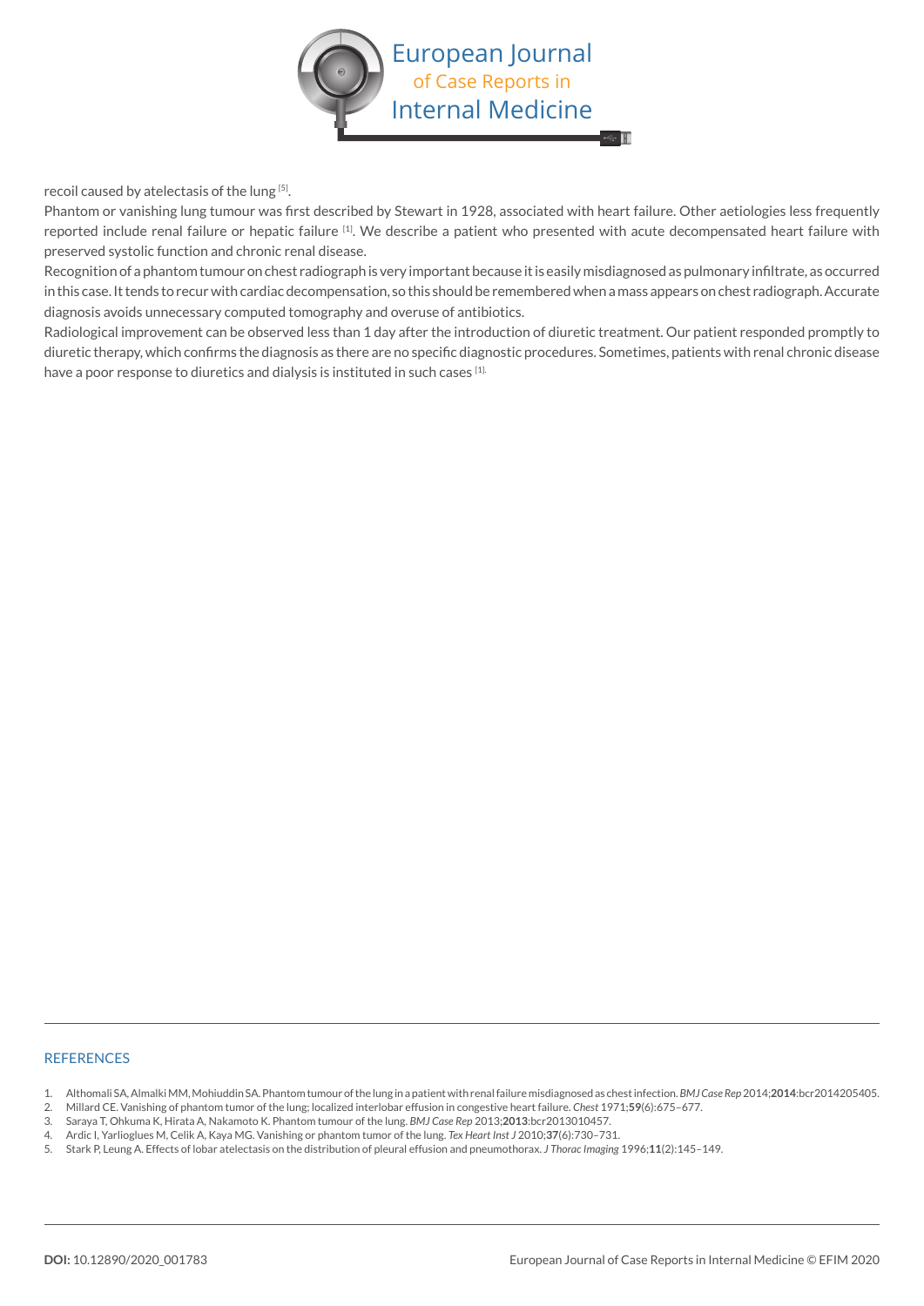recoil caused by atelectasis of the lung [5].

Phantom or vanishing lung tumour was first described by Stewart in 1928, associated with heart failure. Other aetiologies less frequently reported include renal failure or hepatic failure [1]. We describe a patient who presented with acute decompensated heart failure with preserved systolic function and chronic renal disease.

Recognition of a phantom tumour on chest radiograph is very important because it is easily misdiagnosed as pulmonary infiltrate, as occurred in this case. It tends to recur with cardiac decompensation, so this should be remembered when a mass appears on chest radiograph. Accurate diagnosis avoids unnecessary computed tomography and overuse of antibiotics.

Radiological improvement can be observed less than 1 day after the introduction of diuretic treatment. Our patient responded promptly to diuretic therapy, which confirms the diagnosis as there are no specific diagnostic procedures. Sometimes, patients with renal chronic disease have a poor response to diuretics and dialysis is instituted in such cases [1].

## REFERENCES

1. Althomali SA, Almalki MM, Mohiuddin SA. Phantom tumour of the lung in a patient with renal failure misdiagnosed as chest infection. *BMJ Case Rep* 2014;**2014**:bcr2014205405.
2. Millard CE. Vanishing of phantom tumor of the lung; localized interlobar effusion in congestive heart failure. *Chest* 1971;**59**(6):675–677.
3. Saraya T, Ohkuma K, Hirata A, Nakamoto K. Phantom tumour of the lung. *BMJ Case Rep* 2013;**2013**:bcr2013010457.
4. Ardic I, Yarlioglues M, Celik A, Kaya MG. Vanishing or phantom tumor of the lung. *Tex Heart Inst J* 2010;**37**(6):730–731.
5. Stark P, Leung A. Effects of lobar atelectasis on the distribution of pleural effusion and pneumothorax. *J Thorac Imaging* 1996;**11**(2):145–149.

**DOI:** 10.12890/2020_001783